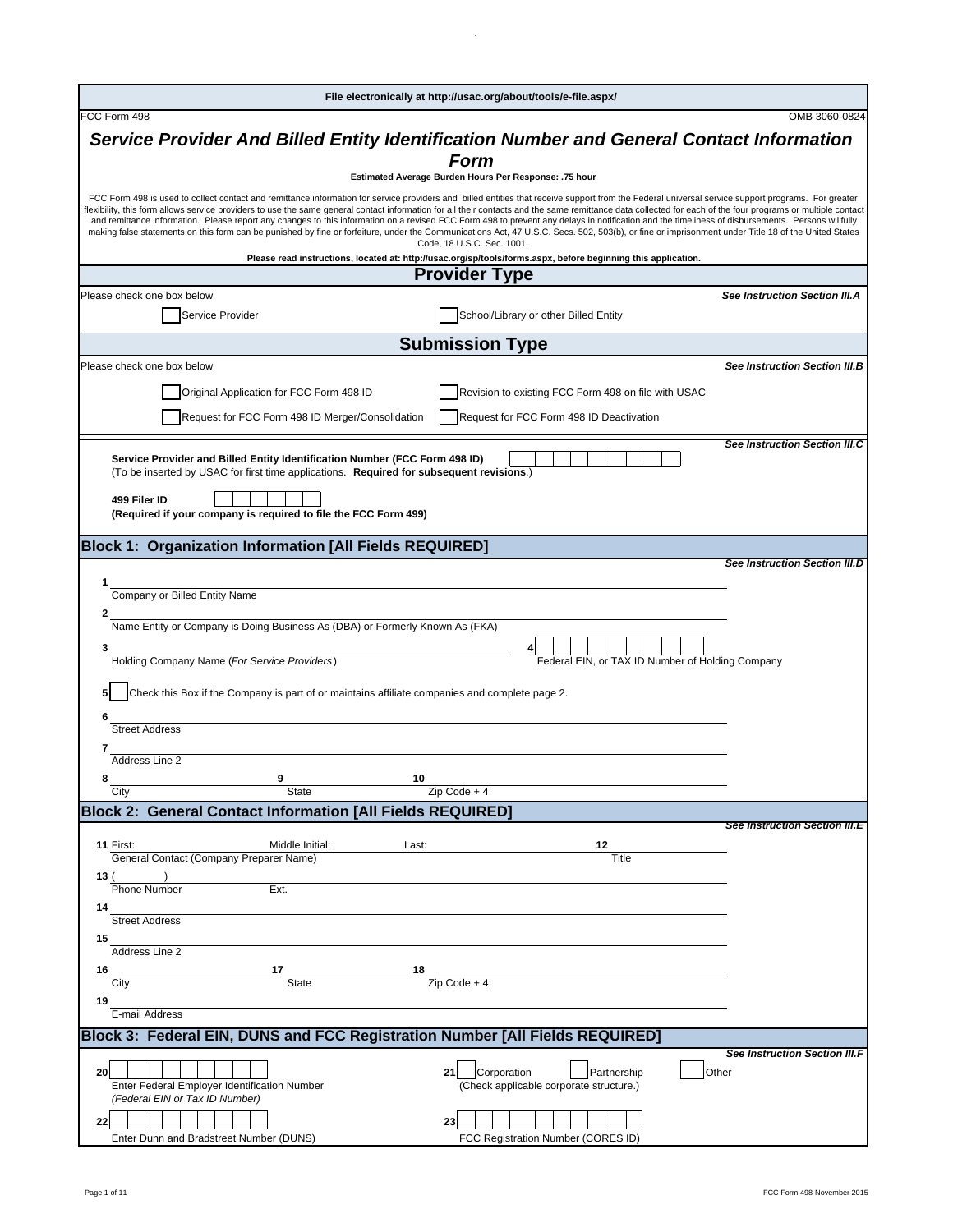File electronically at http://usac.org/about/tools/e-file.aspx/

FCC Form 498 OMB 3060-0824

# *Service Provider And Billed Entity Identification Number and General Contact Information Form*

**Estimated Average Burden Hours Per Response: .75 hour**

FCC Form 498 is used to collect contact and remittance information for service providers and billed entities that receive support from the Federal universal service support programs. For greater flexibility, this form allows service providers to use the same general contact information for all their contacts and the same remittance data collected for each of the four programs or multiple contact and remittance information. Please report any changes to this information on a revised FCC Form 498 to prevent any delays in notification and the timeliness of disbursements. Persons willfully making false statements on this form can be punished by fine or forfeiture, under the Communications Act, 47 U.S.C. Secs. 502, 503(b), or fine or imprisonment under Title 18 of the United States Code, 18 U.S.C. Sec. 1001.

**Please read instructions, located at: http://usac.org/sp/tools/forms.aspx, before beginning this application.**

## Provider Type

Please check one box below ***See Instruction Section III.A***

- ☐ Service Provider
- ☐ School/Library or other Billed Entity

## Submission Type

Please check one box below ***See Instruction Section III.B***

- ☐ Original Application for FCC Form 498 ID
- ☐ Revision to existing FCC Form 498 on file with USAC
- ☐ Request for FCC Form 498 ID Merger/Consolidation
- ☐ Request for FCC Form 498 ID Deactivation

***See Instruction Section III.C***

**Service Provider and Billed Entity Identification Number (FCC Form 498 ID)** ☐☐☐☐☐☐☐☐☐
(To be inserted by USAC for first time applications. **Required for subsequent revisions**.)

**499 Filer ID** ☐☐☐☐☐☐
**(Required if your company is required to file the FCC Form 499)**

## Block 1: Organization Information [All Fields REQUIRED]

***See Instruction Section III.D***

1 ____________________
Company or Billed Entity Name

2 ____________________
Name Entity or Company is Doing Business As (DBA) or Formerly Known As (FKA)

3 ____________________
Holding Company Name (*For Service Providers*)

4 ☐☐☐☐☐☐☐☐☐
Federal EIN, or TAX ID Number of Holding Company

5 ☐ Check this Box if the Company is part of or maintains affiliate companies and complete page 2.

6 ____________________
Street Address

7 ____________________
Address Line 2

8 ____________ 9 ____________ 10 ____________
City State Zip Code + 4

## Block 2: General Contact Information [All Fields REQUIRED]

***See Instruction Section III.E***

11 First: Middle Initial: Last: 12 ____________
General Contact (Company Preparer Name) Title

13 ( )
Phone Number Ext.

14 ____________________
Street Address

15 ____________________
Address Line 2

16 ____________ 17 ____________ 18 ____________
City State Zip Code + 4

19 ____________________
E-mail Address

## Block 3: Federal EIN, DUNS and FCC Registration Number [All Fields REQUIRED]

***See Instruction Section III.F***

20 ☐☐☐☐☐☐☐☐☐
Enter Federal Employer Identification Number
*(Federal EIN or Tax ID Number)*

21 ☐ Corporation ☐ Partnership ☐ Other
(Check applicable corporate structure.)

22 ☐☐☐☐☐☐☐☐☐
Enter Dunn and Bradstreet Number (DUNS)

23 ☐☐☐☐☐☐☐☐☐☐
FCC Registration Number (CORES ID)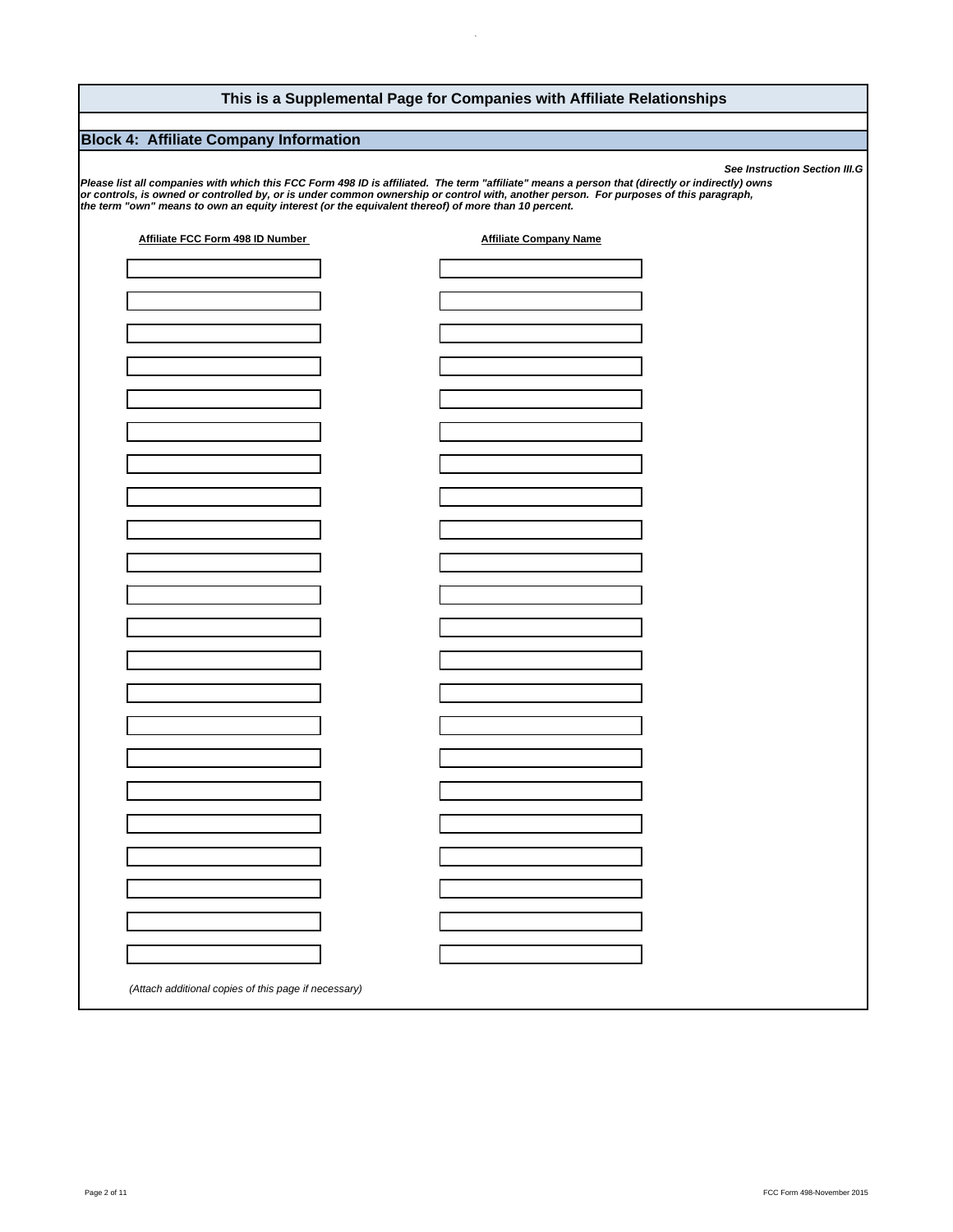## This is a Supplemental Page for Companies with Affiliate Relationships

### Block 4: Affiliate Company Information

*See Instruction Section III.G*

***Please list all companies with which this FCC Form 498 ID is affiliated. The term "affiliate" means a person that (directly or indirectly) owns or controls, is owned or controlled by, or is under common ownership or control with, another person. For purposes of this paragraph, the term "own" means to own an equity interest (or the equivalent thereof) of more than 10 percent.***

| Affiliate FCC Form 498 ID Number | Affiliate Company Name |
| --- | --- |
| | |
| | |
| | |
| | |
| | |
| | |
| | |
| | |
| | |
| | |
| | |
| | |
| | |
| | |
| | |
| | |
| | |
| | |
| | |
| | |
| | |
| | |

*(Attach additional copies of this page if necessary)*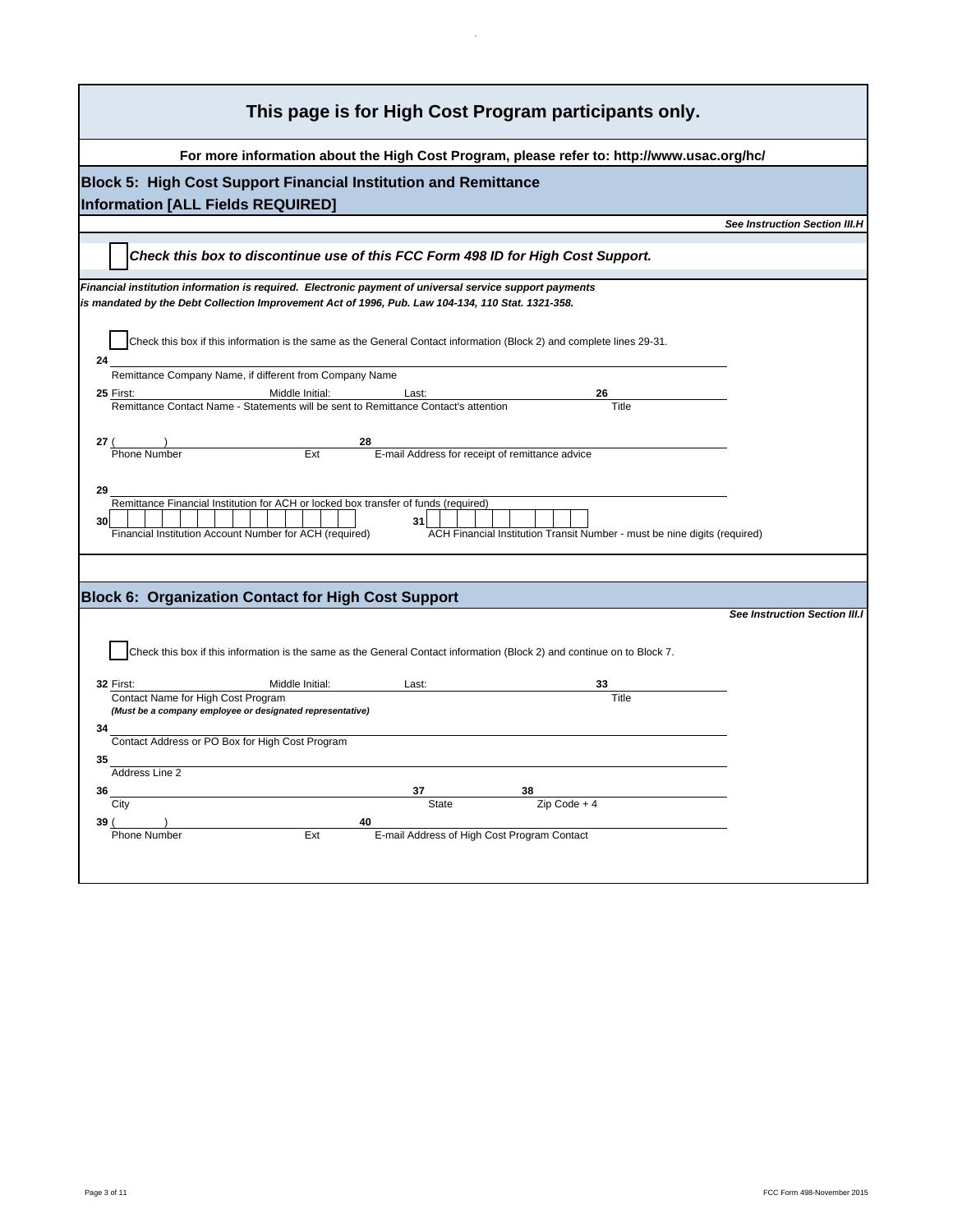# This page is for High Cost Program participants only.

**For more information about the High Cost Program, please refer to: http://www.usac.org/hc/**

## Block 5: High Cost Support Financial Institution and Remittance Information [ALL Fields REQUIRED]

***See Instruction Section III.H***

☐ ***Check this box to discontinue use of this FCC Form 498 ID for High Cost Support.***

***Financial institution information is required. Electronic payment of universal service support payments is mandated by the Debt Collection Improvement Act of 1996, Pub. Law 104-134, 110 Stat. 1321-358.***

☐ Check this box if this information is the same as the General Contact information (Block 2) and complete lines 29-31.

**24** ______________________________
Remittance Company Name, if different from Company Name

**25** First: ____ Middle Initial: ____ Last: ____ **26** ____
Remittance Contact Name - Statements will be sent to Remittance Contact's attention — Title

**27** ( ) ____ Ext ____ **28** ____
Phone Number — Ext — E-mail Address for receipt of remittance advice

**29** ______________________________
Remittance Financial Institution for ACH or locked box transfer of funds (required)

**30** ______________________________ **31** ______________________________
Financial Institution Account Number for ACH (required) — ACH Financial Institution Transit Number - must be nine digits (required)

## Block 6: Organization Contact for High Cost Support

***See Instruction Section III.I***

☐ Check this box if this information is the same as the General Contact information (Block 2) and continue on to Block 7.

**32** First: ____ Middle Initial: ____ Last: ____ **33** ____
Contact Name for High Cost Program — Title
***(Must be a company employee or designated representative)***

**34** ______________________________
Contact Address or PO Box for High Cost Program

**35** ______________________________
Address Line 2

**36** ____ **37** ____ **38** ____
City — State — Zip Code + 4

**39** ( ) ____ Ext ____ **40** ____
Phone Number — Ext — E-mail Address of High Cost Program Contact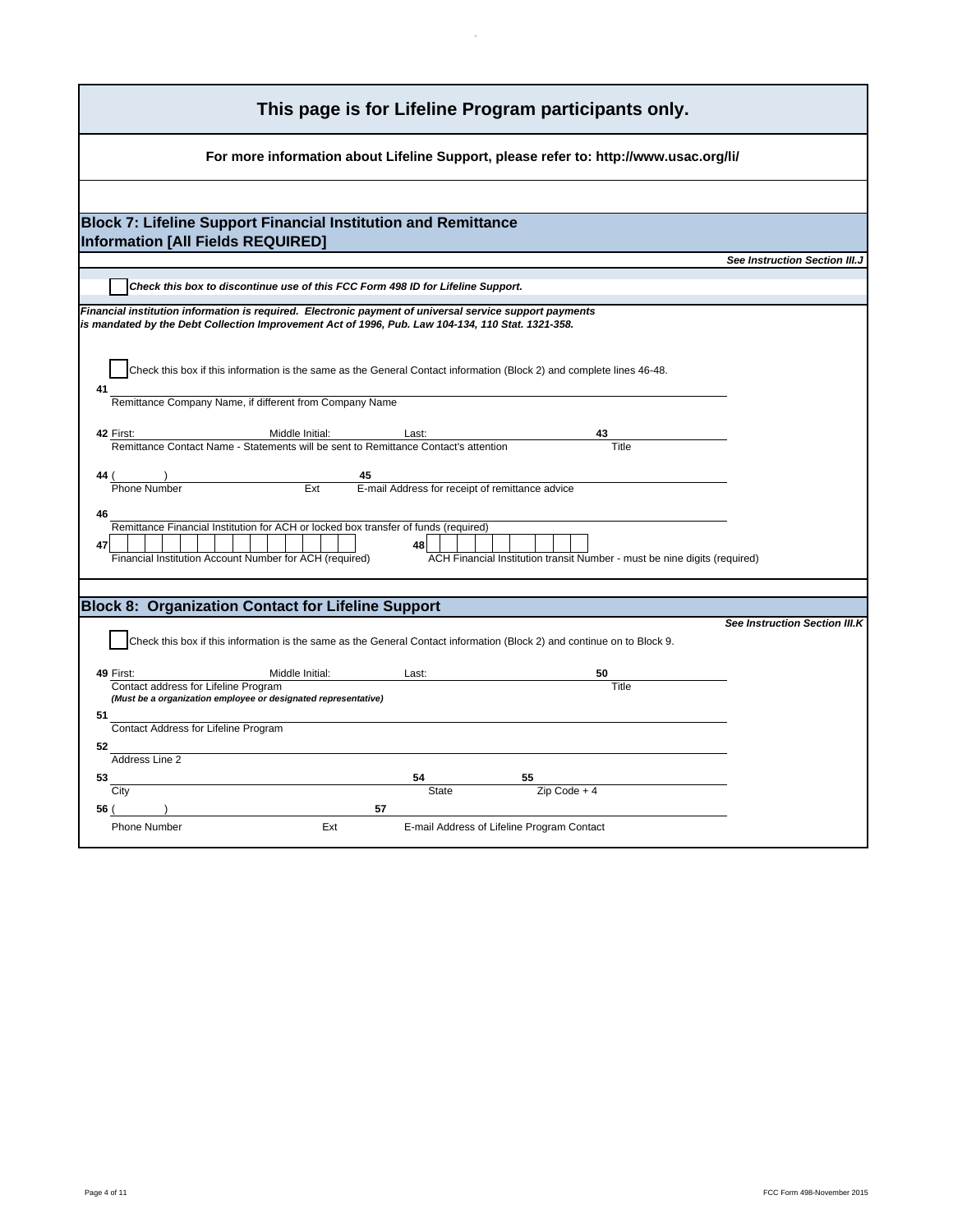## This page is for Lifeline Program participants only.

**For more information about Lifeline Support, please refer to: http://www.usac.org/li/**

### Block 7: Lifeline Support Financial Institution and Remittance Information [All Fields REQUIRED]

***See Instruction Section III.J***

☐ ***Check this box to discontinue use of this FCC Form 498 ID for Lifeline Support.***

***Financial institution information is required. Electronic payment of universal service support payments is mandated by the Debt Collection Improvement Act of 1996, Pub. Law 104-134, 110 Stat. 1321-358.***

☐ Check this box if this information is the same as the General Contact information (Block 2) and complete lines 46-48.

**41** ______________________________
Remittance Company Name, if different from Company Name

**42** First: ________ Middle Initial: ________ Last: ________ **43** ________
Remittance Contact Name - Statements will be sent to Remittance Contact's attention — Title

**44** ( &nbsp;&nbsp; ) ________ Ext ________ **45** ________
Phone Number — Ext — E-mail Address for receipt of remittance advice

**46** ______________________________
Remittance Financial Institution for ACH or locked box transfer of funds (required)

**47** ☐☐☐☐☐☐☐☐☐☐☐☐☐☐ **48** ☐☐☐☐☐☐☐☐☐
Financial Institution Account Number for ACH (required) — ACH Financial Institution transit Number - must be nine digits (required)

### Block 8: Organization Contact for Lifeline Support

***See Instruction Section III.K***

☐ Check this box if this information is the same as the General Contact information (Block 2) and continue on to Block 9.

**49** First: ________ Middle Initial: ________ Last: ________ **50** ________
Contact address for Lifeline Program — Title
***(Must be a organization employee or designated representative)***

**51** ______________________________
Contact Address for Lifeline Program

**52** ______________________________
Address Line 2

**53** ________ **54** ________ **55** ________
City — State — Zip Code + 4

**56** ( &nbsp;&nbsp; ) ________ Ext ________ **57** ________
Phone Number — Ext — E-mail Address of Lifeline Program Contact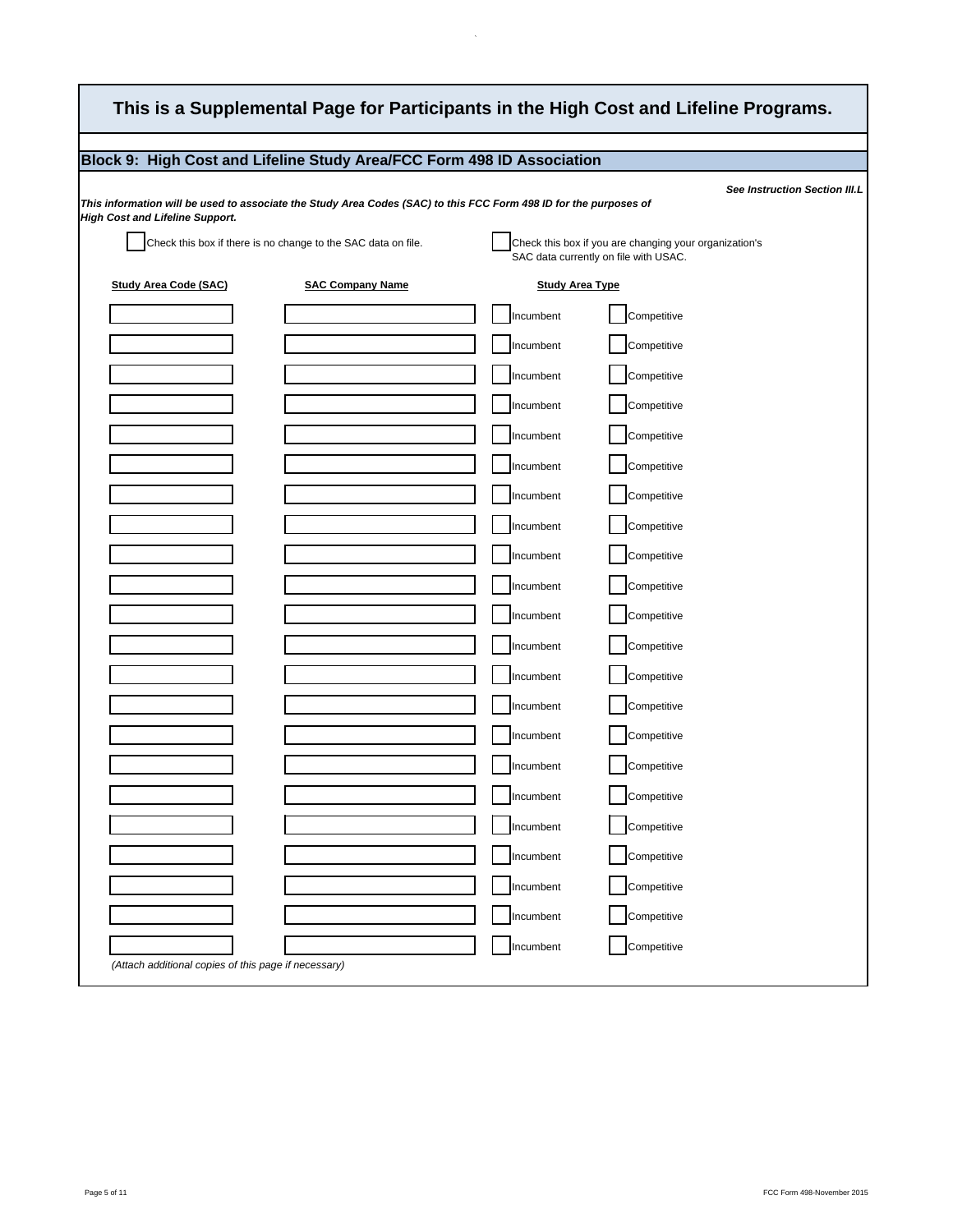# This is a Supplemental Page for Participants in the High Cost and Lifeline Programs.

## Block 9: High Cost and Lifeline Study Area/FCC Form 498 ID Association

***See Instruction Section III.L***

***This information will be used to associate the Study Area Codes (SAC) to this FCC Form 498 ID for the purposes of High Cost and Lifeline Support.***

☐ Check this box if there is no change to the SAC data on file.

☐ Check this box if you are changing your organization's SAC data currently on file with USAC.

| Study Area Code (SAC) | SAC Company Name | Study Area Type | |
|---|---|---|---|
| | | ☐ Incumbent | ☐ Competitive |
| | | ☐ Incumbent | ☐ Competitive |
| | | ☐ Incumbent | ☐ Competitive |
| | | ☐ Incumbent | ☐ Competitive |
| | | ☐ Incumbent | ☐ Competitive |
| | | ☐ Incumbent | ☐ Competitive |
| | | ☐ Incumbent | ☐ Competitive |
| | | ☐ Incumbent | ☐ Competitive |
| | | ☐ Incumbent | ☐ Competitive |
| | | ☐ Incumbent | ☐ Competitive |
| | | ☐ Incumbent | ☐ Competitive |
| | | ☐ Incumbent | ☐ Competitive |
| | | ☐ Incumbent | ☐ Competitive |
| | | ☐ Incumbent | ☐ Competitive |
| | | ☐ Incumbent | ☐ Competitive |
| | | ☐ Incumbent | ☐ Competitive |
| | | ☐ Incumbent | ☐ Competitive |
| | | ☐ Incumbent | ☐ Competitive |
| | | ☐ Incumbent | ☐ Competitive |
| | | ☐ Incumbent | ☐ Competitive |
| | | ☐ Incumbent | ☐ Competitive |
| | | ☐ Incumbent | ☐ Competitive |

*(Attach additional copies of this page if necessary)*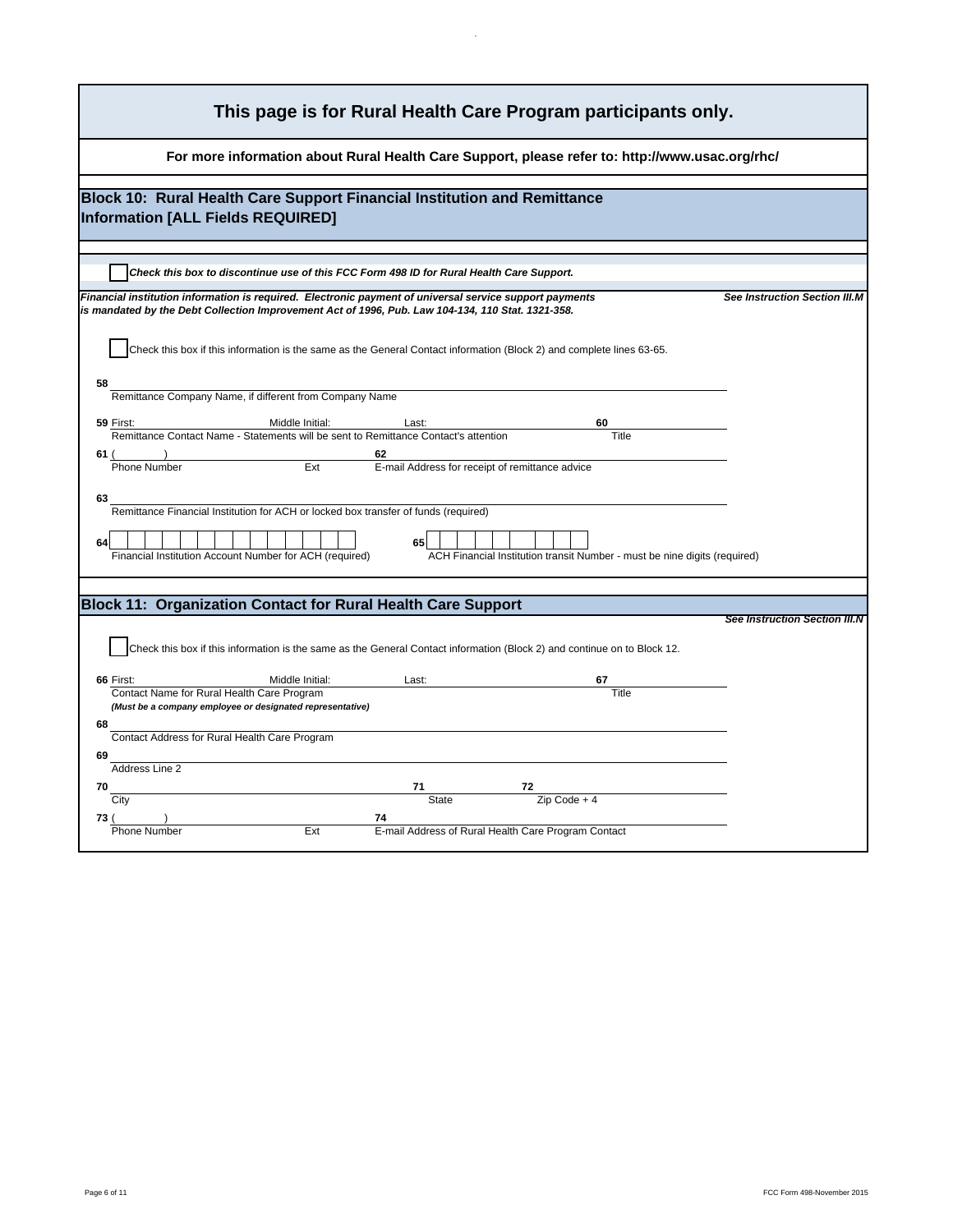# This page is for Rural Health Care Program participants only.

**For more information about Rural Health Care Support, please refer to: http://www.usac.org/rhc/**

## Block 10: Rural Health Care Support Financial Institution and Remittance Information [ALL Fields REQUIRED]

☐ ***Check this box to discontinue use of this FCC Form 498 ID for Rural Health Care Support.***

***Financial institution information is required. Electronic payment of universal service support payments is mandated by the Debt Collection Improvement Act of 1996, Pub. Law 104-134, 110 Stat. 1321-358.*** ***See Instruction Section III.M***

☐ Check this box if this information is the same as the General Contact information (Block 2) and complete lines 63-65.

**58** ______________________________
Remittance Company Name, if different from Company Name

**59** First: ______ Middle Initial: ______ Last: ______ **60** ______
Remittance Contact Name - Statements will be sent to Remittance Contact's attention — Title

**61** ( ) ______ Ext ______ **62** ______
Phone Number — Ext — E-mail Address for receipt of remittance advice

**63** ______________________________
Remittance Financial Institution for ACH or locked box transfer of funds (required)

**64** ☐☐☐☐☐☐☐☐☐☐☐☐☐☐
Financial Institution Account Number for ACH (required)

**65** ☐☐☐☐☐☐☐☐☐
ACH Financial Institution transit Number - must be nine digits (required)

## Block 11: Organization Contact for Rural Health Care Support

***See Instruction Section III.N***

☐ Check this box if this information is the same as the General Contact information (Block 2) and continue on to Block 12.

**66** First: ______ Middle Initial: ______ Last: ______ **67** ______
Contact Name for Rural Health Care Program — Title
***(Must be a company employee or designated representative)***

**68** ______________________________
Contact Address for Rural Health Care Program

**69** ______________________________
Address Line 2

**70** ______ **71** ______ **72** ______
City — State — Zip Code + 4

**73** ( ) ______ Ext ______ **74** ______
Phone Number — Ext — E-mail Address of Rural Health Care Program Contact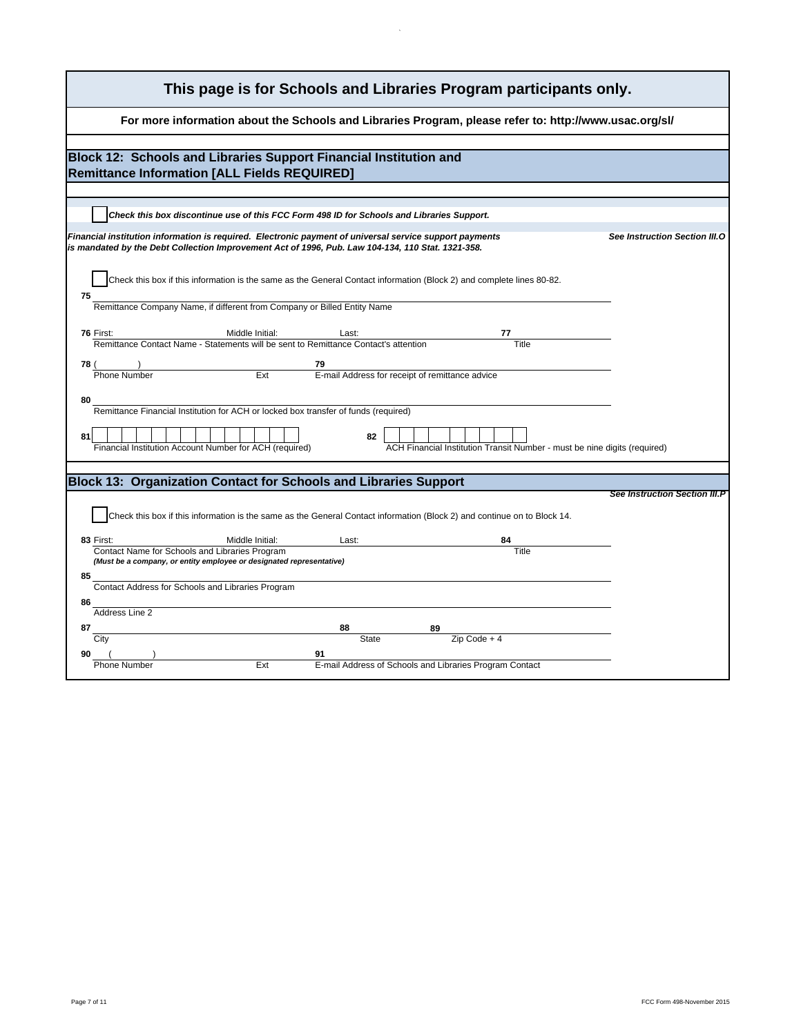# This page is for Schools and Libraries Program participants only.

**For more information about the Schools and Libraries Program, please refer to: http://www.usac.org/sl/**

## Block 12: Schools and Libraries Support Financial Institution and Remittance Information [ALL Fields REQUIRED]

☐ ***Check this box discontinue use of this FCC Form 498 ID for Schools and Libraries Support.***

***Financial institution information is required. Electronic payment of universal service support payments is mandated by the Debt Collection Improvement Act of 1996, Pub. Law 104-134, 110 Stat. 1321-358.*** ***See Instruction Section III.O***

☐ Check this box if this information is the same as the General Contact information (Block 2) and complete lines 80-82.

**75** ______________________________
Remittance Company Name, if different from Company or Billed Entity Name

**76** First: ________ Middle Initial: ________ Last: ________ **77** ________
Remittance Contact Name - Statements will be sent to Remittance Contact's attention — Title

**78** ( ) ________ Ext ________ **79** ________
Phone Number — Ext — E-mail Address for receipt of remittance advice

**80** ______________________________
Remittance Financial Institution for ACH or locked box transfer of funds (required)

**81** ☐☐☐☐☐☐☐☐☐☐☐☐☐☐☐ **82** ☐☐☐☐☐☐☐☐☐
Financial Institution Account Number for ACH (required) — ACH Financial Institution Transit Number - must be nine digits (required)

## Block 13: Organization Contact for Schools and Libraries Support

***See Instruction Section III.P***

☐ Check this box if this information is the same as the General Contact information (Block 2) and continue on to Block 14.

**83** First: ________ Middle Initial: ________ Last: ________ **84** ________
Contact Name for Schools and Libraries Program — Title
***(Must be a company, or entity employee or designated representative)***

**85** ______________________________
Contact Address for Schools and Libraries Program

**86** ______________________________
Address Line 2

**87** ________ **88** ________ **89** ________
City — State — Zip Code + 4

**90** ( ) ________ Ext ________ **91** ________
Phone Number — Ext — E-mail Address of Schools and Libraries Program Contact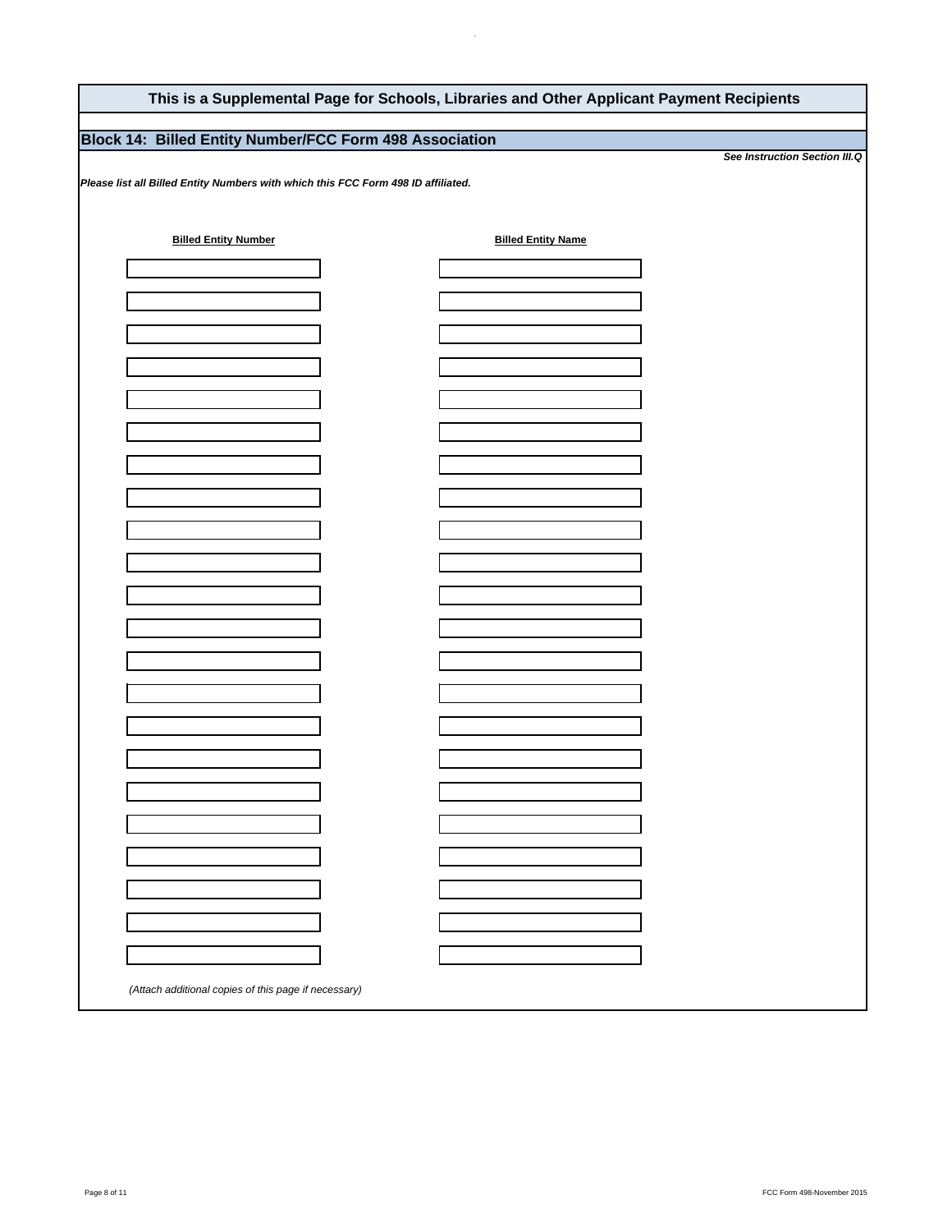## This is a Supplemental Page for Schools, Libraries and Other Applicant Payment Recipients

### Block 14: Billed Entity Number/FCC Form 498 Association

***See Instruction Section III.Q***

***Please list all Billed Entity Numbers with which this FCC Form 498 ID affiliated.***

| Billed Entity Number | Billed Entity Name |
|---|---|
| | |
| | |
| | |
| | |
| | |
| | |
| | |
| | |
| | |
| | |
| | |
| | |
| | |
| | |
| | |
| | |
| | |
| | |
| | |
| | |
| | |
| | |

*(Attach additional copies of this page if necessary)*

FCC Form 498-November 2015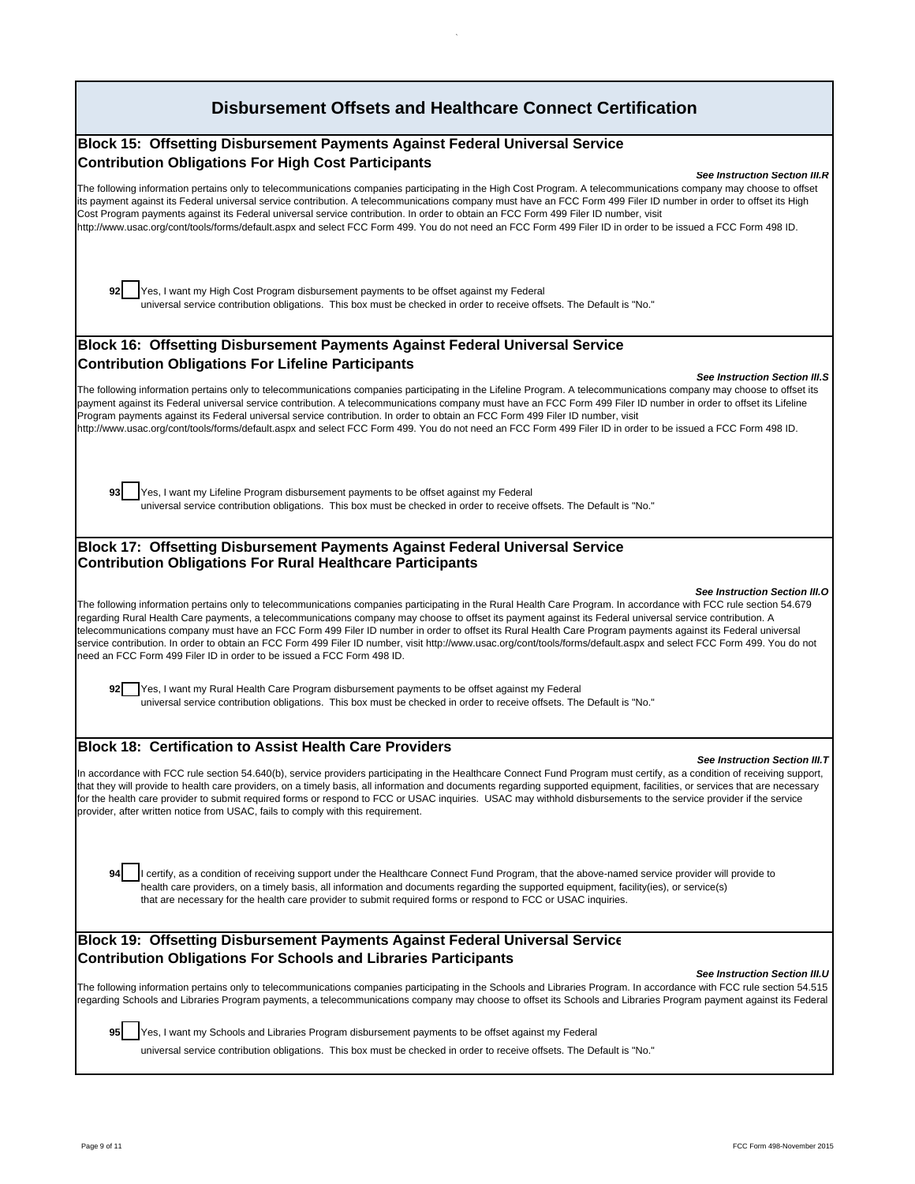# Disbursement Offsets and Healthcare Connect Certification

## Block 15: Offsetting Disbursement Payments Against Federal Universal Service Contribution Obligations For High Cost Participants

***See Instruction Section III.R***

The following information pertains only to telecommunications companies participating in the High Cost Program. A telecommunications company may choose to offset its payment against its Federal universal service contribution. A telecommunications company must have an FCC Form 499 Filer ID number in order to offset its High Cost Program payments against its Federal universal service contribution. In order to obtain an FCC Form 499 Filer ID number, visit http://www.usac.org/cont/tools/forms/default.aspx and select FCC Form 499. You do not need an FCC Form 499 Filer ID in order to be issued a FCC Form 498 ID.

**92** ☐ Yes, I want my High Cost Program disbursement payments to be offset against my Federal universal service contribution obligations. This box must be checked in order to receive offsets. The Default is "No."

## Block 16: Offsetting Disbursement Payments Against Federal Universal Service Contribution Obligations For Lifeline Participants

***See Instruction Section III.S***

The following information pertains only to telecommunications companies participating in the Lifeline Program. A telecommunications company may choose to offset its payment against its Federal universal service contribution. A telecommunications company must have an FCC Form 499 Filer ID number in order to offset its Lifeline Program payments against its Federal universal service contribution. In order to obtain an FCC Form 499 Filer ID number, visit http://www.usac.org/cont/tools/forms/default.aspx and select FCC Form 499. You do not need an FCC Form 499 Filer ID in order to be issued a FCC Form 498 ID.

**93** ☐ Yes, I want my Lifeline Program disbursement payments to be offset against my Federal universal service contribution obligations. This box must be checked in order to receive offsets. The Default is "No."

## Block 17: Offsetting Disbursement Payments Against Federal Universal Service Contribution Obligations For Rural Healthcare Participants

***See Instruction Section III.O***

The following information pertains only to telecommunications companies participating in the Rural Health Care Program. In accordance with FCC rule section 54.679 regarding Rural Health Care payments, a telecommunications company may choose to offset its payment against its Federal universal service contribution. A telecommunications company must have an FCC Form 499 Filer ID number in order to offset its Rural Health Care Program payments against its Federal universal service contribution. In order to obtain an FCC Form 499 Filer ID number, visit http://www.usac.org/cont/tools/forms/default.aspx and select FCC Form 499. You do not need an FCC Form 499 Filer ID in order to be issued a FCC Form 498 ID.

**92** ☐ Yes, I want my Rural Health Care Program disbursement payments to be offset against my Federal universal service contribution obligations. This box must be checked in order to receive offsets. The Default is "No."

## Block 18: Certification to Assist Health Care Providers

***See Instruction Section III.T***

In accordance with FCC rule section 54.640(b), service providers participating in the Healthcare Connect Fund Program must certify, as a condition of receiving support, that they will provide to health care providers, on a timely basis, all information and documents regarding supported equipment, facilities, or services that are necessary for the health care provider to submit required forms or respond to FCC or USAC inquiries. USAC may withhold disbursements to the service provider if the service provider, after written notice from USAC, fails to comply with this requirement.

**94** ☐ I certify, as a condition of receiving support under the Healthcare Connect Fund Program, that the above-named service provider will provide to health care providers, on a timely basis, all information and documents regarding the supported equipment, facility(ies), or service(s) that are necessary for the health care provider to submit required forms or respond to FCC or USAC inquiries.

## Block 19: Offsetting Disbursement Payments Against Federal Universal Service Contribution Obligations For Schools and Libraries Participants

***See Instruction Section III.U***

The following information pertains only to telecommunications companies participating in the Schools and Libraries Program. In accordance with FCC rule section 54.515 regarding Schools and Libraries Program payments, a telecommunications company may choose to offset its Schools and Libraries Program payment against its Federal

**95** ☐ Yes, I want my Schools and Libraries Program disbursement payments to be offset against my Federal universal service contribution obligations. This box must be checked in order to receive offsets. The Default is "No."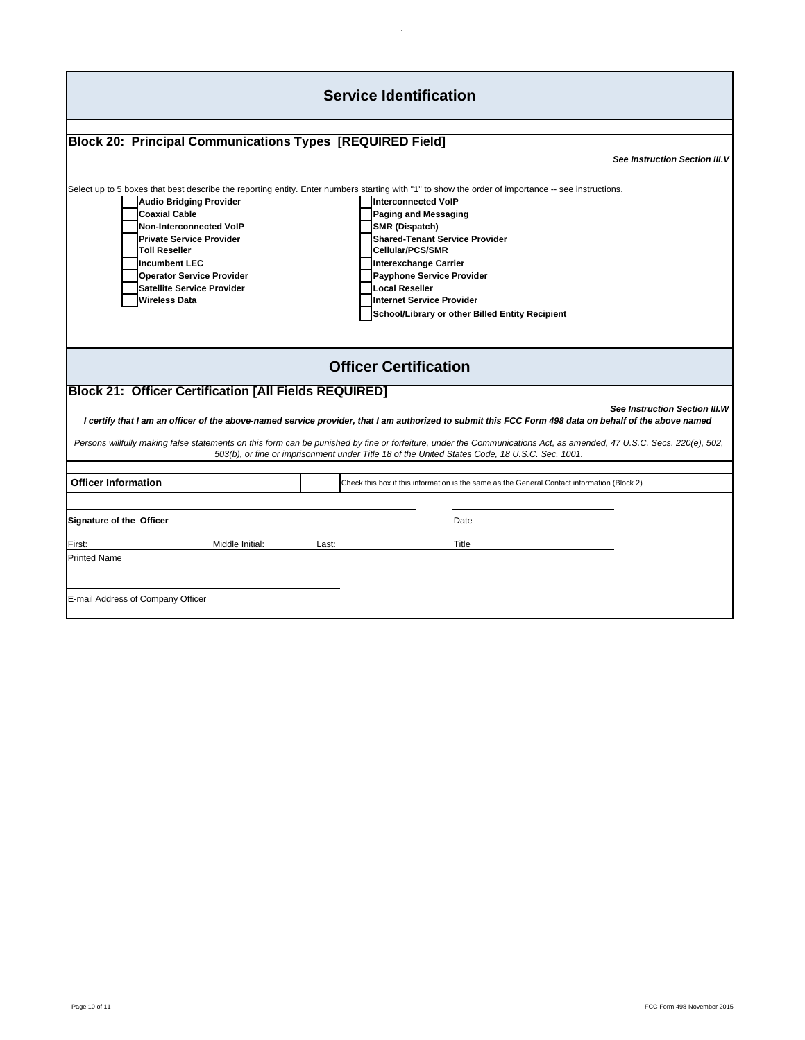## Service Identification

### Block 20: Principal Communications Types [REQUIRED Field]

***See Instruction Section III.V***

Select up to 5 boxes that best describe the reporting entity. Enter numbers starting with "1" to show the order of importance -- see instructions.

- [ ] **Audio Bridging Provider**
- [ ] **Coaxial Cable**
- [ ] **Non-Interconnected VoIP**
- [ ] **Private Service Provider**
- [ ] **Toll Reseller**
- [ ] **Incumbent LEC**
- [ ] **Operator Service Provider**
- [ ] **Satellite Service Provider**
- [ ] **Wireless Data**
- [ ] **Interconnected VoIP**
- [ ] **Paging and Messaging**
- [ ] **SMR (Dispatch)**
- [ ] **Shared-Tenant Service Provider**
- [ ] **Cellular/PCS/SMR**
- [ ] **Interexchange Carrier**
- [ ] **Payphone Service Provider**
- [ ] **Local Reseller**
- [ ] **Internet Service Provider**
- [ ] **School/Library or other Billed Entity Recipient**

## Officer Certification

### Block 21: Officer Certification [All Fields REQUIRED]

***See Instruction Section III.W***

***I certify that I am an officer of the above-named service provider, that I am authorized to submit this FCC Form 498 data on behalf of the above named***

*Persons willfully making false statements on this form can be punished by fine or forfeiture, under the Communications Act, as amended, 47 U.S.C. Secs. 220(e), 502, 503(b), or fine or imprisonment under Title 18 of the United States Code, 18 U.S.C. Sec. 1001.*

**Officer Information** [ ] Check this box if this information is the same as the General Contact information (Block 2)

______________________________ ______________________________

**Signature of the Officer** Date

First: ______ Middle Initial: ______ Last: ______ Title ______________________________

Printed Name

______________________________

E-mail Address of Company Officer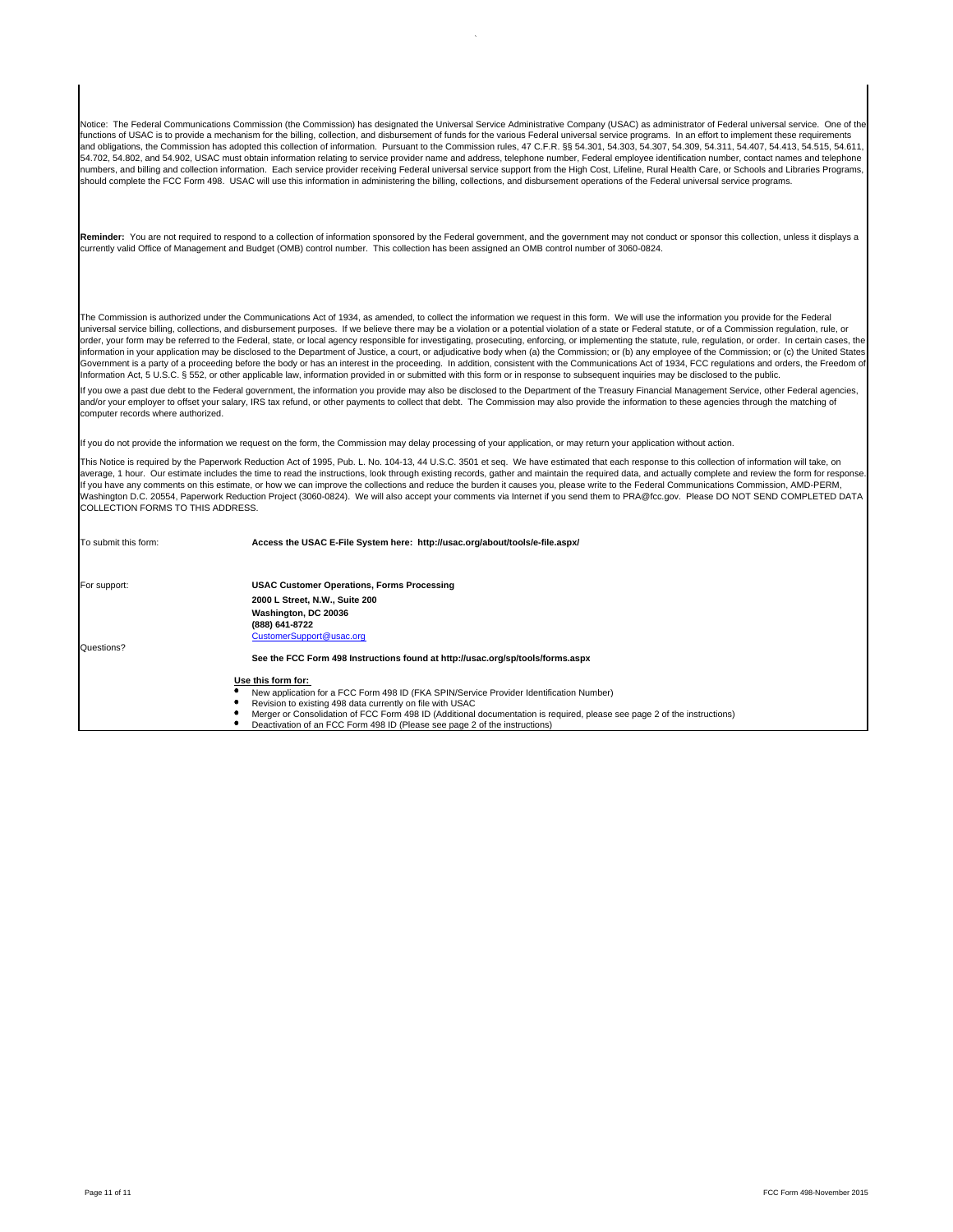Notice: The Federal Communications Commission (the Commission) has designated the Universal Service Administrative Company (USAC) as administrator of Federal universal service. One of the functions of USAC is to provide a mechanism for the billing, collection, and disbursement of funds for the various Federal universal service programs. In an effort to implement these requirements and obligations, the Commission has adopted this collection of information. Pursuant to the Commission rules, 47 C.F.R. §§ 54.301, 54.303, 54.307, 54.309, 54.311, 54.407, 54.413, 54.515, 54.611, 54.702, 54.802, and 54.902, USAC must obtain information relating to service provider name and address, telephone number, Federal employee identification number, contact names and telephone numbers, and billing and collection information. Each service provider receiving Federal universal service support from the High Cost, Lifeline, Rural Health Care, or Schools and Libraries Programs, should complete the FCC Form 498. USAC will use this information in administering the billing, collections, and disbursement operations of the Federal universal service programs.

**Reminder:** You are not required to respond to a collection of information sponsored by the Federal government, and the government may not conduct or sponsor this collection, unless it displays a currently valid Office of Management and Budget (OMB) control number. This collection has been assigned an OMB control number of 3060-0824.

The Commission is authorized under the Communications Act of 1934, as amended, to collect the information we request in this form. We will use the information you provide for the Federal universal service billing, collections, and disbursement purposes. If we believe there may be a violation or a potential violation of a state or Federal statute, or of a Commission regulation, rule, or order, your form may be referred to the Federal, state, or local agency responsible for investigating, prosecuting, enforcing, or implementing the statute, rule, regulation, or order. In certain cases, the information in your application may be disclosed to the Department of Justice, a court, or adjudicative body when (a) the Commission; or (b) any employee of the Commission; or (c) the United States Government is a party of a proceeding before the body or has an interest in the proceeding. In addition, consistent with the Communications Act of 1934, FCC regulations and orders, the Freedom of Information Act, 5 U.S.C. § 552, or other applicable law, information provided in or submitted with this form or in response to subsequent inquiries may be disclosed to the public.

If you owe a past due debt to the Federal government, the information you provide may also be disclosed to the Department of the Treasury Financial Management Service, other Federal agencies, and/or your employer to offset your salary, IRS tax refund, or other payments to collect that debt. The Commission may also provide the information to these agencies through the matching of computer records where authorized.

If you do not provide the information we request on the form, the Commission may delay processing of your application, or may return your application without action.

This Notice is required by the Paperwork Reduction Act of 1995, Pub. L. No. 104-13, 44 U.S.C. 3501 et seq. We have estimated that each response to this collection of information will take, on average, 1 hour. Our estimate includes the time to read the instructions, look through existing records, gather and maintain the required data, and actually complete and review the form for response. If you have any comments on this estimate, or how we can improve the collections and reduce the burden it causes you, please write to the Federal Communications Commission, AMD-PERM, Washington D.C. 20554, Paperwork Reduction Project (3060-0824). We will also accept your comments via Internet if you send them to PRA@fcc.gov. Please DO NOT SEND COMPLETED DATA COLLECTION FORMS TO THIS ADDRESS.

| | |
|---|---|
| To submit this form: | **Access the USAC E-File System here: http://usac.org/about/tools/e-file.aspx/** |
| For support: | **USAC Customer Operations, Forms Processing**<br>**2000 L Street, N.W., Suite 200**<br>**Washington, DC 20036**<br>**(888) 641-8722**<br>CustomerSupport@usac.org |
| Questions? | **See the FCC Form 498 Instructions found at http://usac.org/sp/tools/forms.aspx** |

**Use this form for:**

- New application for a FCC Form 498 ID (FKA SPIN/Service Provider Identification Number)
- Revision to existing 498 data currently on file with USAC
- Merger or Consolidation of FCC Form 498 ID (Additional documentation is required, please see page 2 of the instructions)
- Deactivation of an FCC Form 498 ID (Please see page 2 of the instructions)